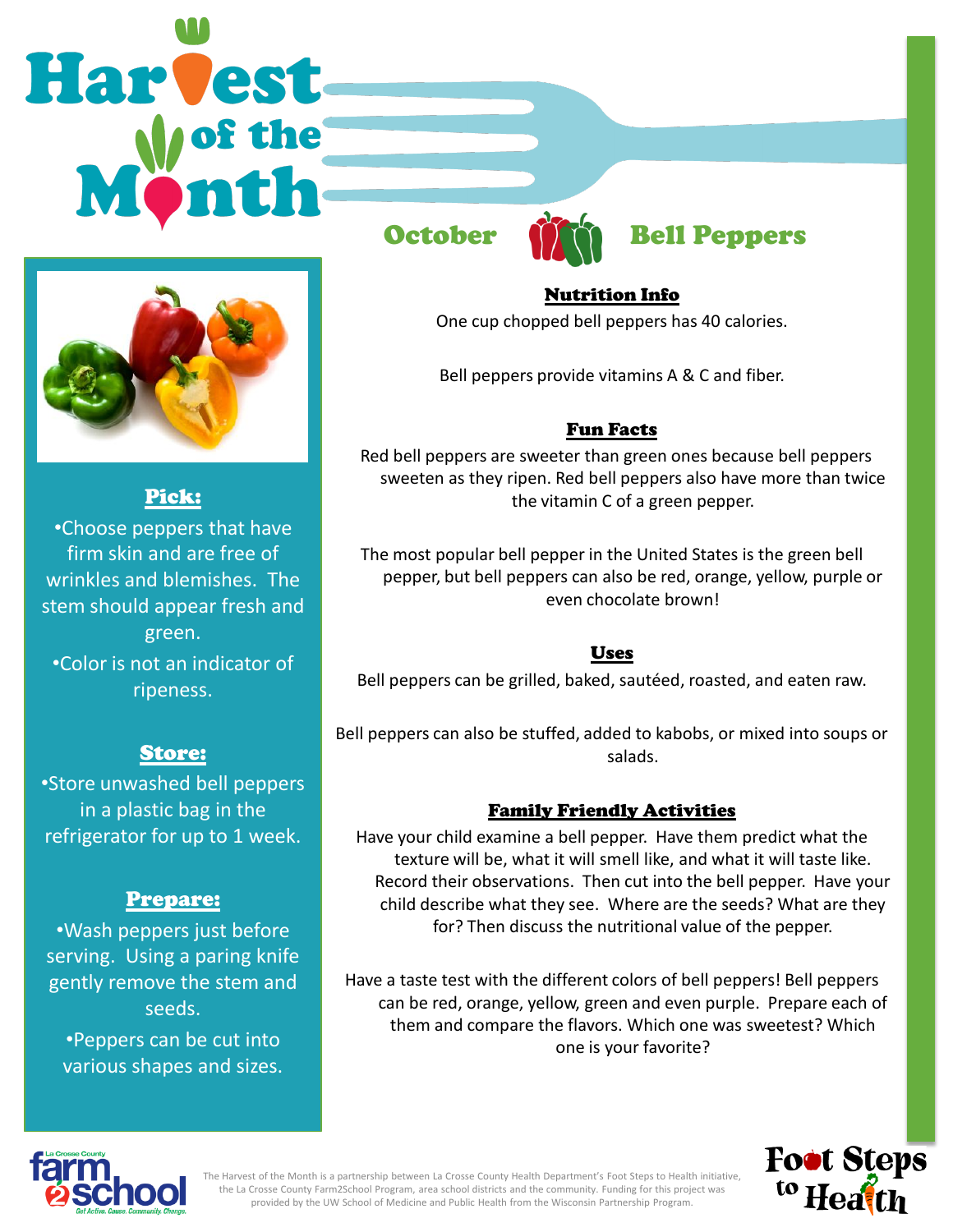# Harvest of the Month

## October — Bell Peppers

### Pick:

- Choose peppers that have firm skin and are free of wrinkles and blemishes. The stem should appear fresh and green.
- Color is not an indicator of ripeness.

### Store:

- Store unwashed bell peppers in a plastic bag in the refrigerator for up to 1 week.

### Prepare:

- Wash peppers just before serving. Using a paring knife gently remove the stem and seeds.
- Peppers can be cut into various shapes and sizes.

### Nutrition Info

One cup chopped bell peppers has 40 calories.

Bell peppers provide vitamins A & C and fiber.

### Fun Facts

Red bell peppers are sweeter than green ones because bell peppers sweeten as they ripen. Red bell peppers also have more than twice the vitamin C of a green pepper.

The most popular bell pepper in the United States is the green bell pepper, but bell peppers can also be red, orange, yellow, purple or even chocolate brown!

### Uses

Bell peppers can be grilled, baked, sautéed, roasted, and eaten raw.

Bell peppers can also be stuffed, added to kabobs, or mixed into soups or salads.

### Family Friendly Activities

Have your child examine a bell pepper. Have them predict what the texture will be, what it will smell like, and what it will taste like. Record their observations. Then cut into the bell pepper. Have your child describe what they see. Where are the seeds? What are they for? Then discuss the nutritional value of the pepper.

Have a taste test with the different colors of bell peppers! Bell peppers can be red, orange, yellow, green and even purple. Prepare each of them and compare the flavors. Which one was sweetest? Which one is your favorite?

La Crosse County farm2school — Get Active. Cause. Community. Change.

The Harvest of the Month is a partnership between La Crosse County Health Department's Foot Steps to Health initiative, the La Crosse County Farm2School Program, area school districts and the community. Funding for this project was provided by the UW School of Medicine and Public Health from the Wisconsin Partnership Program.

Foot Steps to Health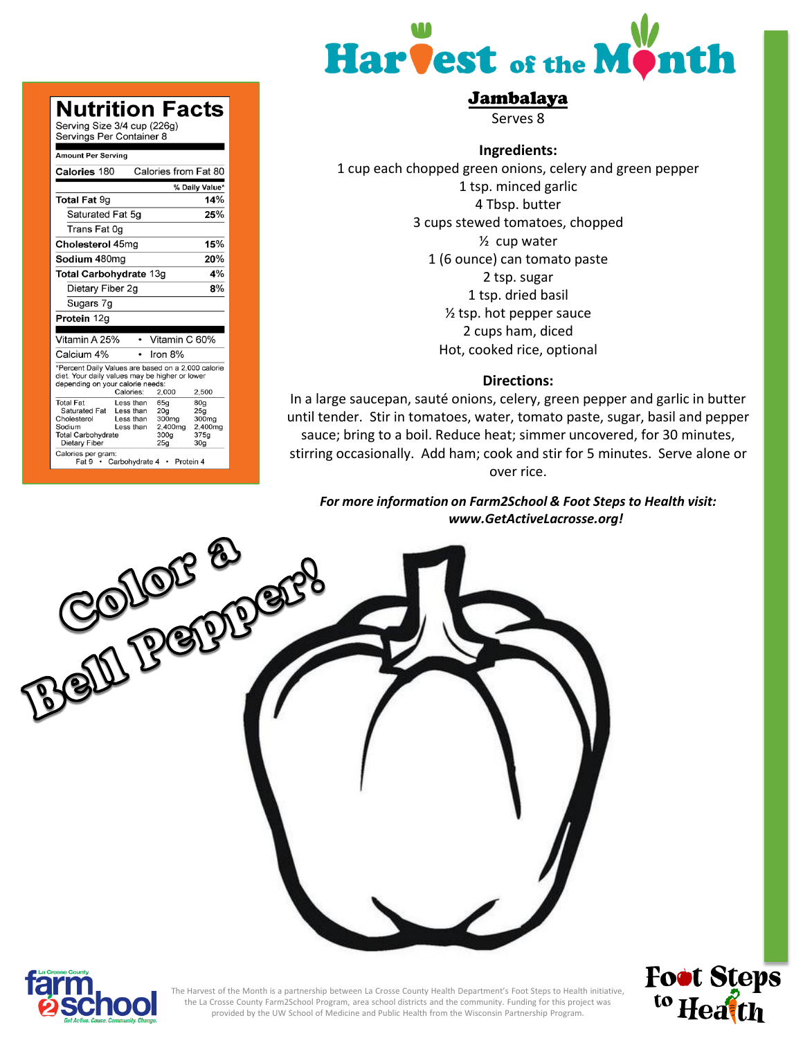# Harvest of the Month

## Jambalaya

Serves 8

**Ingredients:**

1 cup each chopped green onions, celery and green pepper
1 tsp. minced garlic
4 Tbsp. butter
3 cups stewed tomatoes, chopped
½ cup water
1 (6 ounce) can tomato paste
2 tsp. sugar
1 tsp. dried basil
½ tsp. hot pepper sauce
2 cups ham, diced
Hot, cooked rice, optional

**Directions:**

In a large saucepan, sauté onions, celery, green pepper and garlic in butter until tender. Stir in tomatoes, water, tomato paste, sugar, basil and pepper sauce; bring to a boil. Reduce heat; simmer uncovered, for 30 minutes, stirring occasionally. Add ham; cook and stir for 5 minutes. Serve alone or over rice.

***For more information on Farm2School & Foot Steps to Health visit: www.GetActiveLacrosse.org!***

## Nutrition Facts

Serving Size 3/4 cup (226g)
Servings Per Container 8

| Amount Per Serving | |
|---|---|
| **Calories** 180 | Calories from Fat 80 |
| | % Daily Value* |
| **Total Fat** 9g | 14% |
| Saturated Fat 5g | 25% |
| Trans Fat 0g | |
| **Cholesterol** 45mg | 15% |
| **Sodium** 480mg | 20% |
| **Total Carbohydrate** 13g | 4% |
| Dietary Fiber 2g | 8% |
| Sugars 7g | |
| **Protein** 12g | |
| Vitamin A 25% | Vitamin C 60% |
| Calcium 4% | Iron 8% |

*Percent Daily Values are based on a 2,000 calorie diet. Your daily values may be higher or lower depending on your calorie needs:

| | | | |
|---|---|---|---|
| | Calories: | 2,000 | 2,500 |
| Total Fat | Less than | 65g | 80g |
| Saturated Fat | Less than | 20g | 25g |
| Cholesterol | Less than | 300mg | 300mg |
| Sodium | Less than | 2,400mg | 2,400mg |
| Total Carbohydrate | | 300g | 375g |
| Dietary Fiber | | 25g | 30g |

Calories per gram:
Fat 9 • Carbohydrate 4 • Protein 4

## Color a Bell Pepper!

La Crosse County farm2school — Get Active. Cause. Community. Change.

The Harvest of the Month is a partnership between La Crosse County Health Department's Foot Steps to Health initiative, the La Crosse County Farm2School Program, area school districts and the community. Funding for this project was provided by the UW School of Medicine and Public Health from the Wisconsin Partnership Program.

Foot Steps to Health